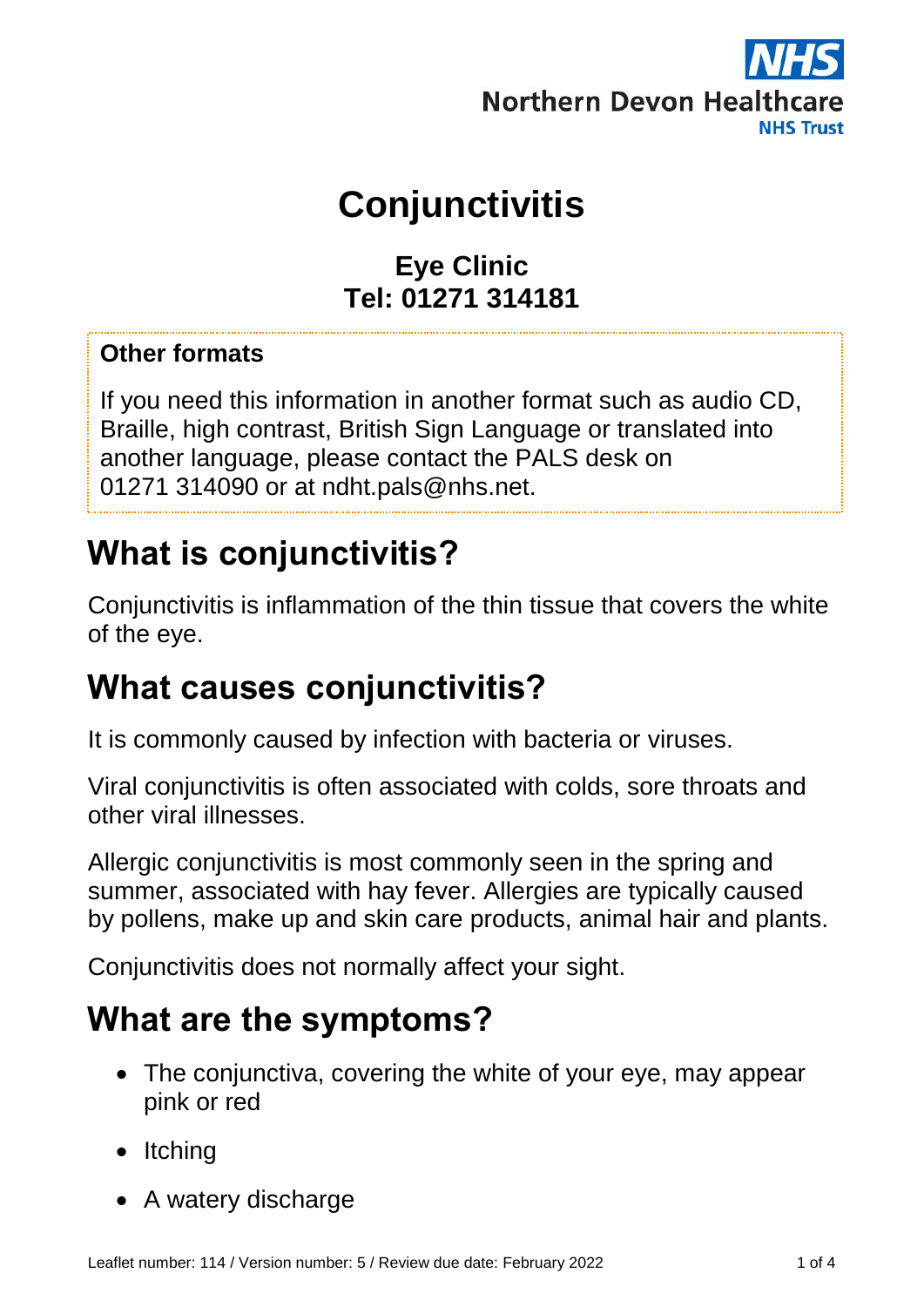NHS
Northern Devon Healthcare
NHS Trust

# Conjunctivitis

**Eye Clinic**
**Tel: 01271 314181**

**Other formats**

If you need this information in another format such as audio CD, Braille, high contrast, British Sign Language or translated into another language, please contact the PALS desk on 01271 314090 or at ndht.pals@nhs.net.

## What is conjunctivitis?

Conjunctivitis is inflammation of the thin tissue that covers the white of the eye.

## What causes conjunctivitis?

It is commonly caused by infection with bacteria or viruses.

Viral conjunctivitis is often associated with colds, sore throats and other viral illnesses.

Allergic conjunctivitis is most commonly seen in the spring and summer, associated with hay fever. Allergies are typically caused by pollens, make up and skin care products, animal hair and plants.

Conjunctivitis does not normally affect your sight.

## What are the symptoms?

- The conjunctiva, covering the white of your eye, may appear pink or red
- Itching
- A watery discharge

Leaflet number: 114 / Version number: 5 / Review due date: February 2022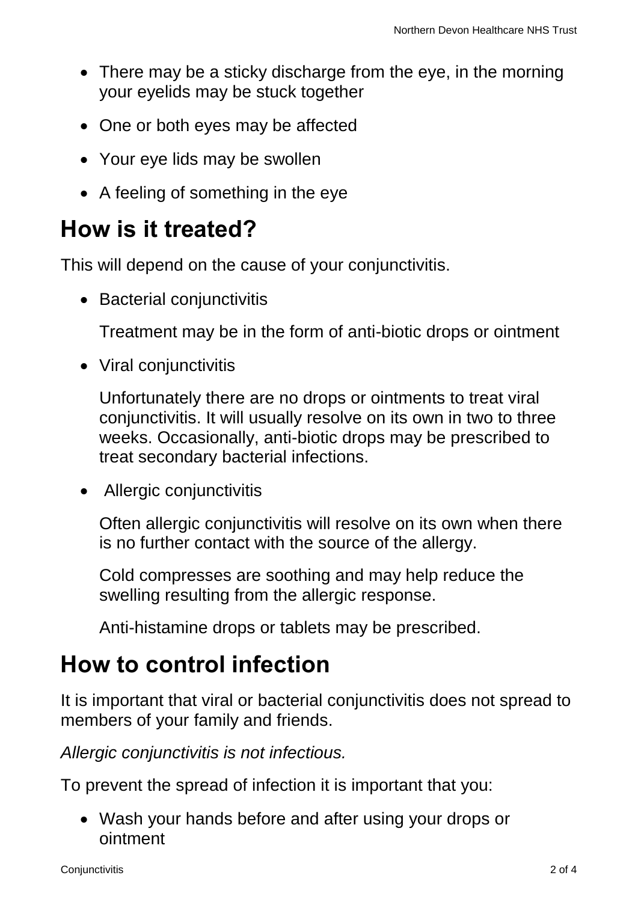- There may be a sticky discharge from the eye, in the morning your eyelids may be stuck together
- One or both eyes may be affected
- Your eye lids may be swollen
- A feeling of something in the eye

## How is it treated?

This will depend on the cause of your conjunctivitis.

- Bacterial conjunctivitis

  Treatment may be in the form of anti-biotic drops or ointment

- Viral conjunctivitis

  Unfortunately there are no drops or ointments to treat viral conjunctivitis. It will usually resolve on its own in two to three weeks. Occasionally, anti-biotic drops may be prescribed to treat secondary bacterial infections.

- Allergic conjunctivitis

  Often allergic conjunctivitis will resolve on its own when there is no further contact with the source of the allergy.

  Cold compresses are soothing and may help reduce the swelling resulting from the allergic response.

  Anti-histamine drops or tablets may be prescribed.

## How to control infection

It is important that viral or bacterial conjunctivitis does not spread to members of your family and friends.

*Allergic conjunctivitis is not infectious.*

To prevent the spread of infection it is important that you:

- Wash your hands before and after using your drops or ointment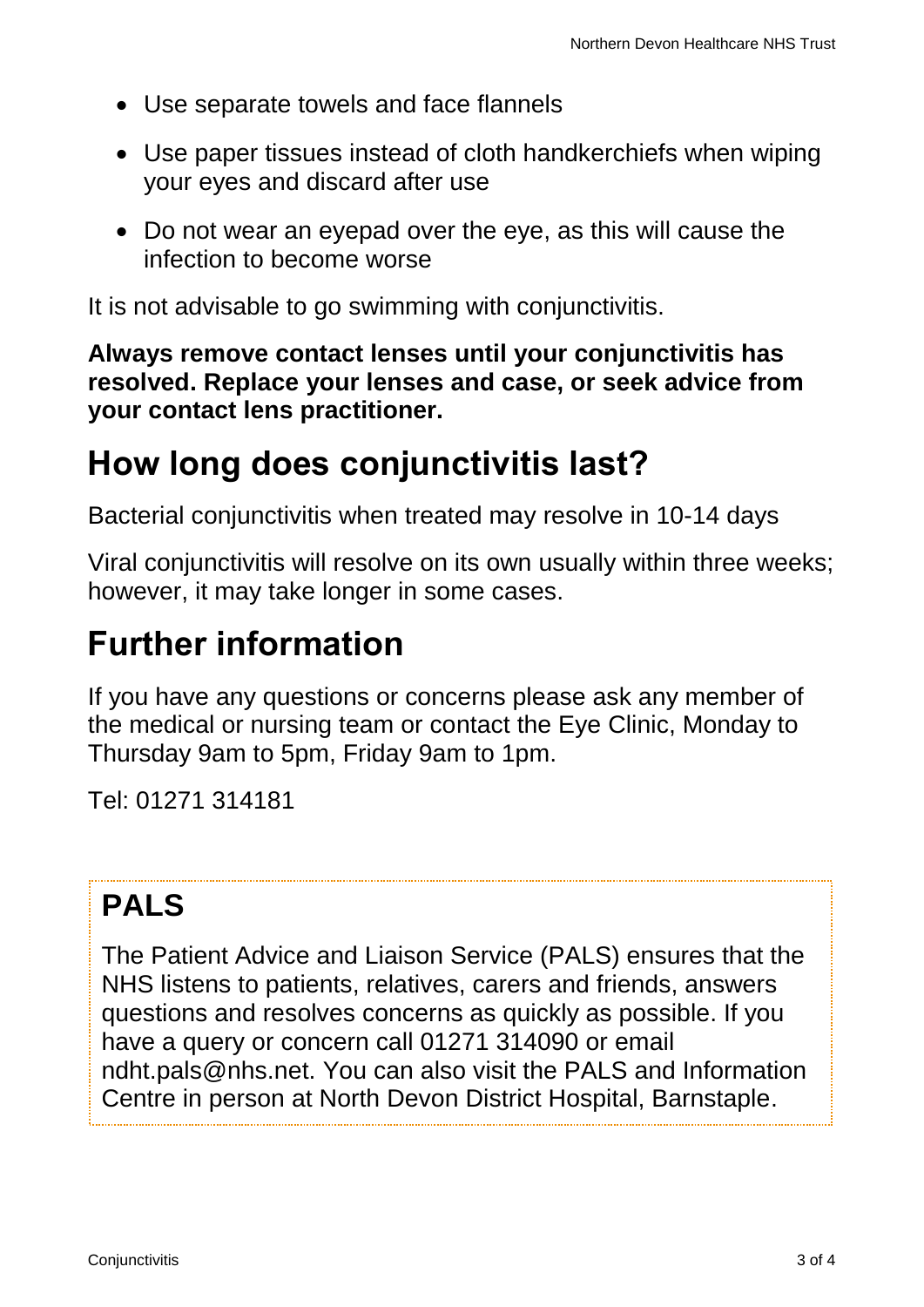- Use separate towels and face flannels
- Use paper tissues instead of cloth handkerchiefs when wiping your eyes and discard after use
- Do not wear an eyepad over the eye, as this will cause the infection to become worse

It is not advisable to go swimming with conjunctivitis.

**Always remove contact lenses until your conjunctivitis has resolved. Replace your lenses and case, or seek advice from your contact lens practitioner.**

## How long does conjunctivitis last?

Bacterial conjunctivitis when treated may resolve in 10-14 days

Viral conjunctivitis will resolve on its own usually within three weeks; however, it may take longer in some cases.

## Further information

If you have any questions or concerns please ask any member of the medical or nursing team or contact the Eye Clinic, Monday to Thursday 9am to 5pm, Friday 9am to 1pm.

Tel: 01271 314181

### PALS

The Patient Advice and Liaison Service (PALS) ensures that the NHS listens to patients, relatives, carers and friends, answers questions and resolves concerns as quickly as possible. If you have a query or concern call 01271 314090 or email ndht.pals@nhs.net. You can also visit the PALS and Information Centre in person at North Devon District Hospital, Barnstaple.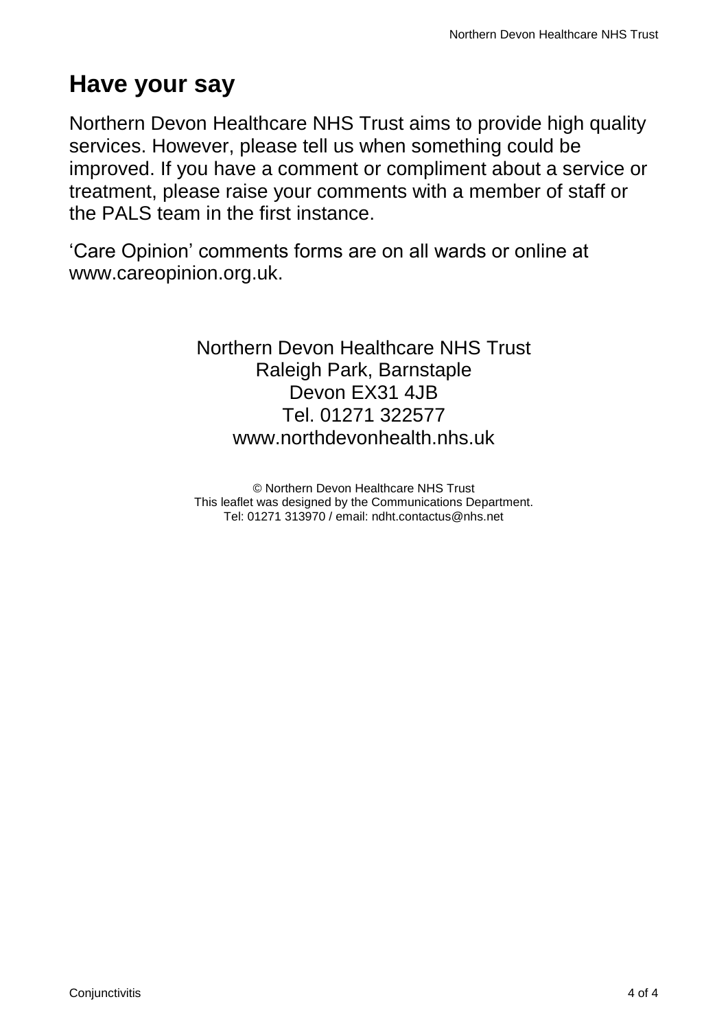## Have your say

Northern Devon Healthcare NHS Trust aims to provide high quality services. However, please tell us when something could be improved. If you have a comment or compliment about a service or treatment, please raise your comments with a member of staff or the PALS team in the first instance.

'Care Opinion' comments forms are on all wards or online at www.careopinion.org.uk.

Northern Devon Healthcare NHS Trust
Raleigh Park, Barnstaple
Devon EX31 4JB
Tel. 01271 322577
www.northdevonhealth.nhs.uk

© Northern Devon Healthcare NHS Trust
This leaflet was designed by the Communications Department.
Tel: 01271 313970 / email: ndht.contactus@nhs.net